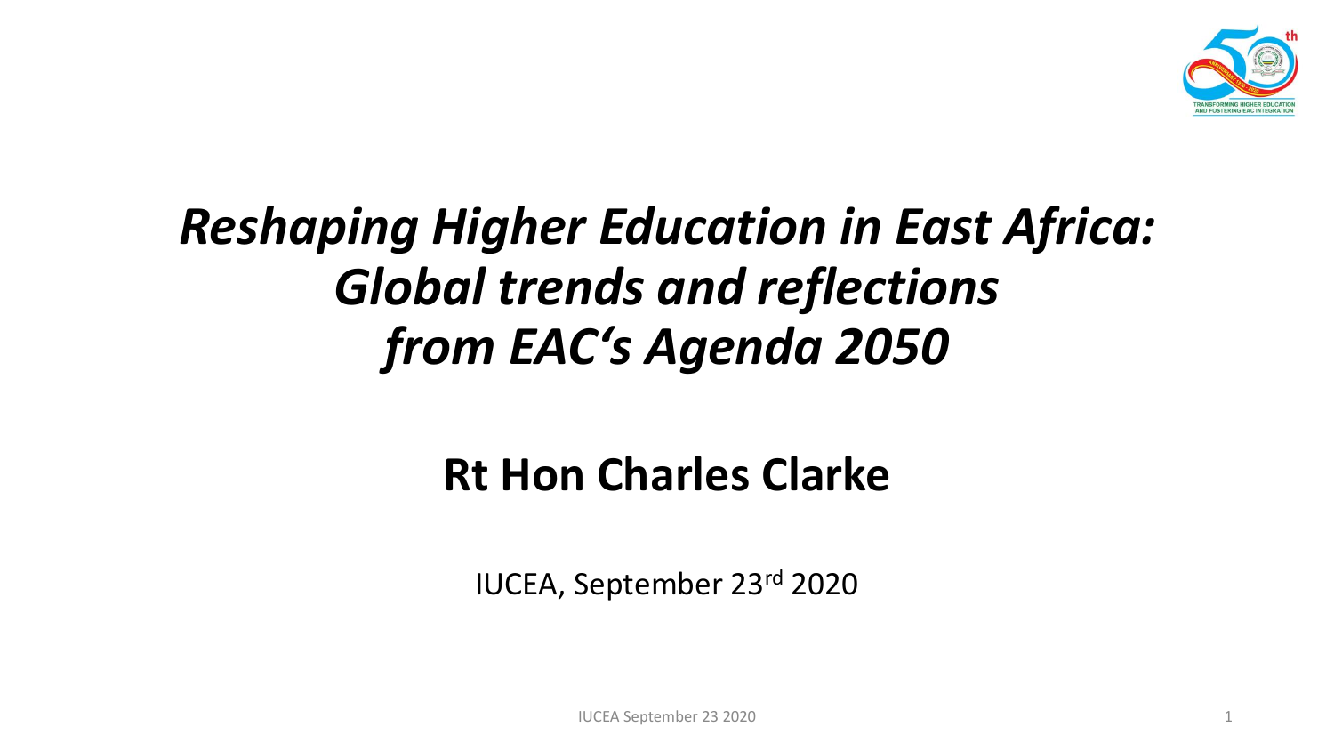# *Reshaping Higher Education in East Africa: Global trends and reflections from EAC's Agenda 2050*

**Rt Hon Charles Clarke**

IUCEA, September 23rd 2020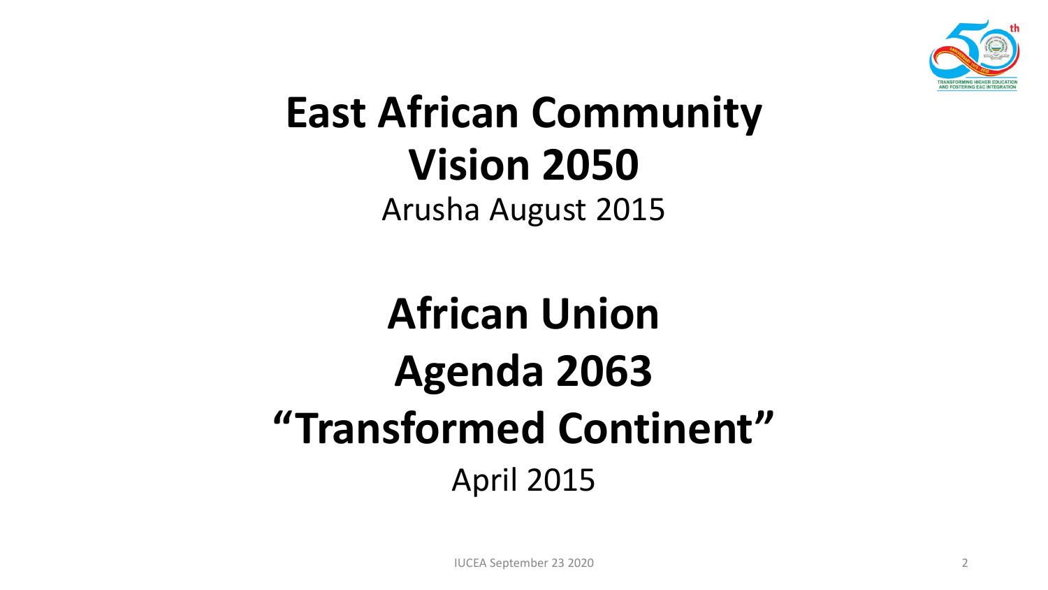# East African Community Vision 2050

Arusha August 2015

# African Union Agenda 2063 "Transformed Continent"

April 2015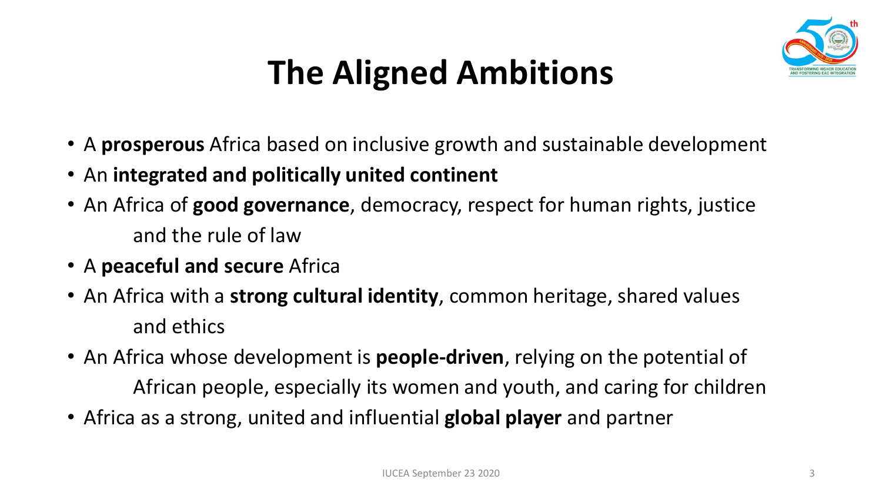# The Aligned Ambitions

- A **prosperous** Africa based on inclusive growth and sustainable development
- An **integrated and politically united continent**
- An Africa of **good governance**, democracy, respect for human rights, justice and the rule of law
- A **peaceful and secure** Africa
- An Africa with a **strong cultural identity**, common heritage, shared values and ethics
- An Africa whose development is **people-driven**, relying on the potential of African people, especially its women and youth, and caring for children
- Africa as a strong, united and influential **global player** and partner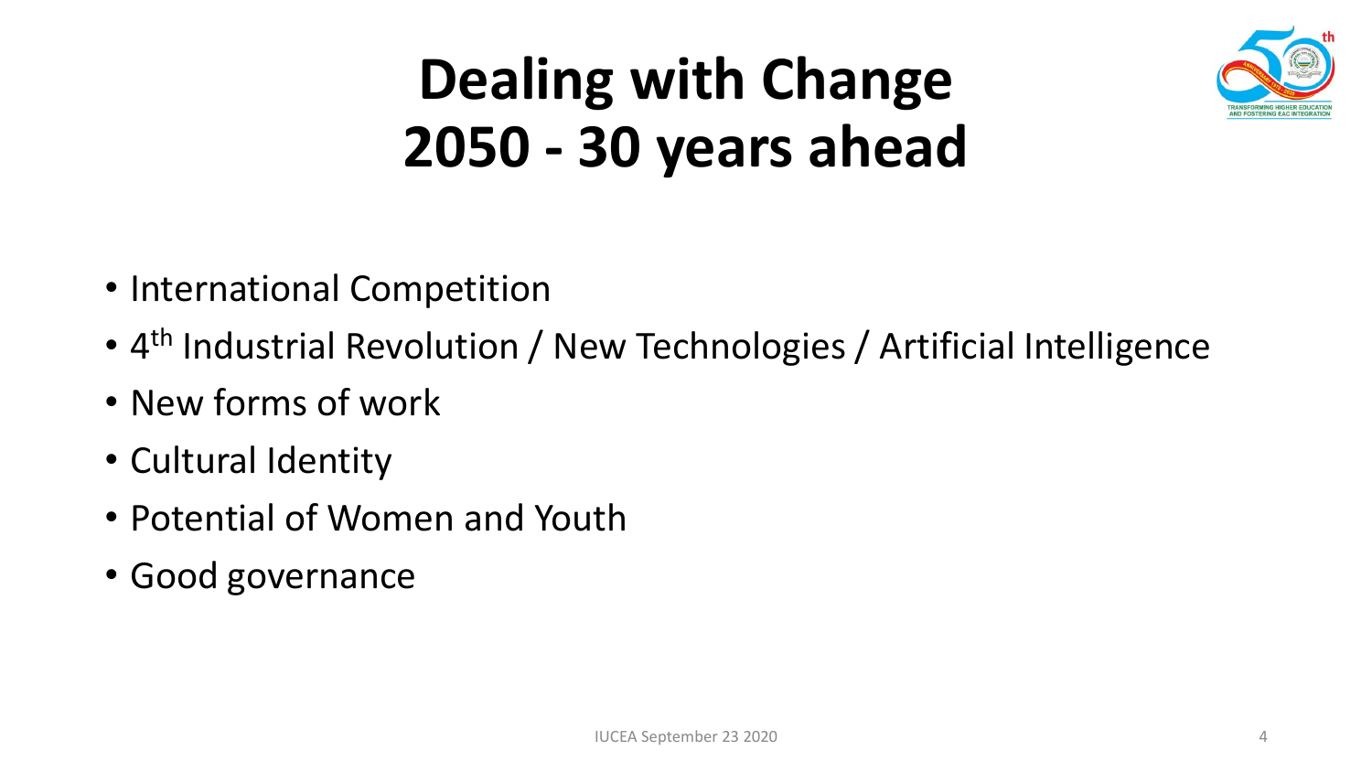# Dealing with Change 2050 - 30 years ahead

- International Competition
- 4th Industrial Revolution / New Technologies / Artificial Intelligence
- New forms of work
- Cultural Identity
- Potential of Women and Youth
- Good governance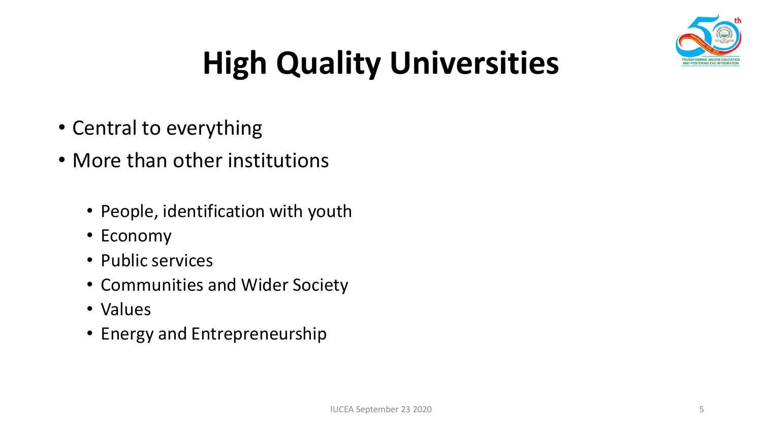# High Quality Universities

- Central to everything
- More than other institutions
    - People, identification with youth
    - Economy
    - Public services
    - Communities and Wider Society
    - Values
    - Energy and Entrepreneurship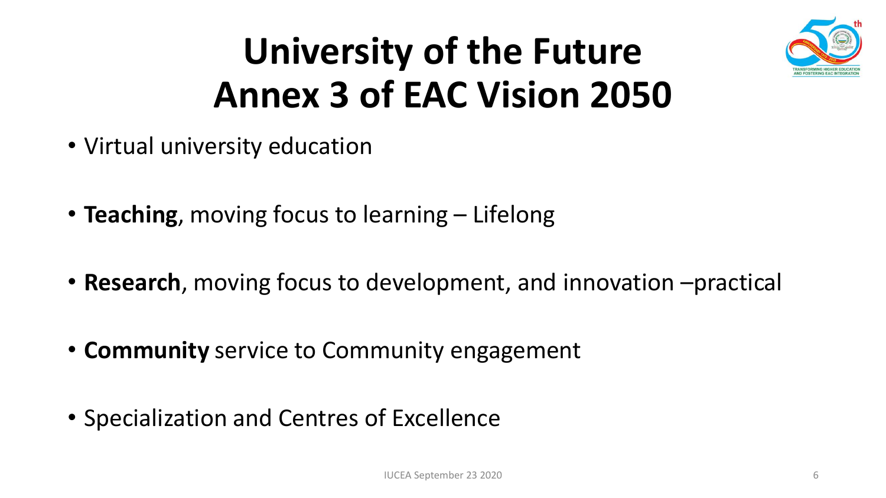# University of the Future
# Annex 3 of EAC Vision 2050

- Virtual university education
- **Teaching**, moving focus to learning – Lifelong
- **Research**, moving focus to development, and innovation –practical
- **Community** service to Community engagement
- Specialization and Centres of Excellence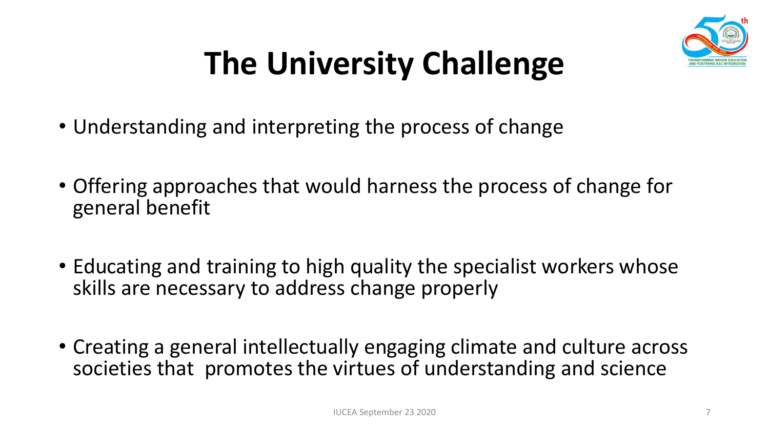# The University Challenge

- Understanding and interpreting the process of change
- Offering approaches that would harness the process of change for general benefit
- Educating and training to high quality the specialist workers whose skills are necessary to address change properly
- Creating a general intellectually engaging climate and culture across societies that promotes the virtues of understanding and science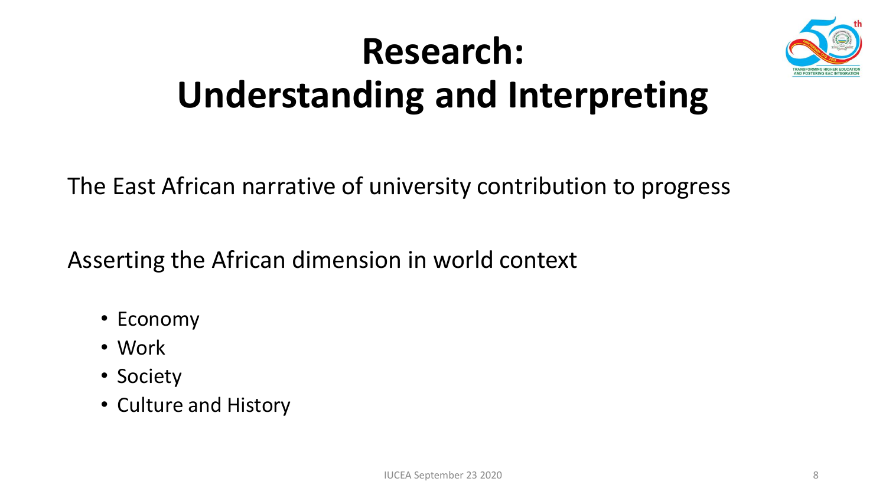# Research: Understanding and Interpreting

The East African narrative of university contribution to progress

Asserting the African dimension in world context

- Economy
- Work
- Society
- Culture and History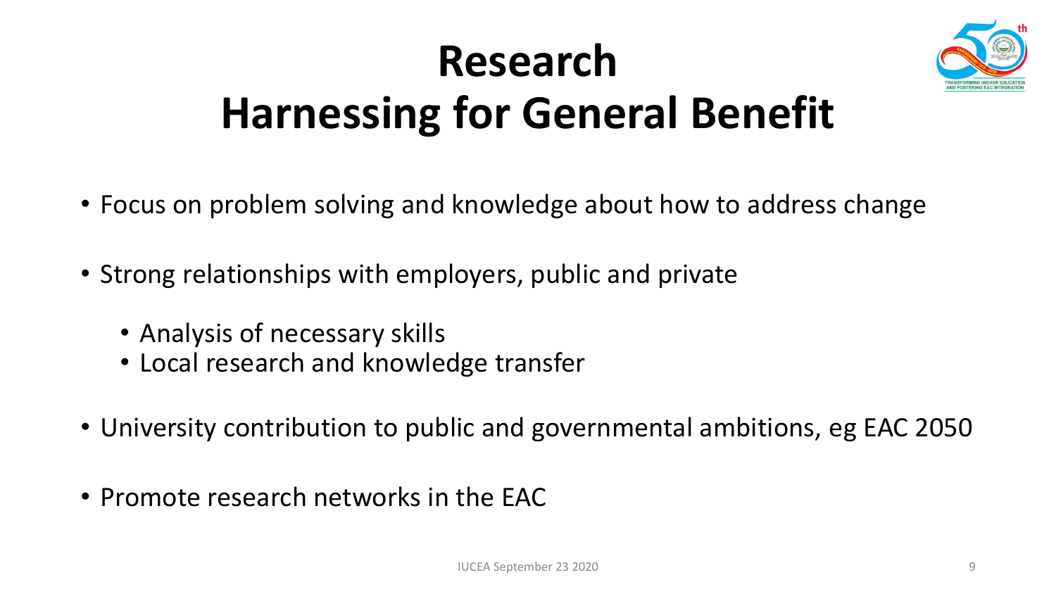# Research
# Harnessing for General Benefit

- Focus on problem solving and knowledge about how to address change
- Strong relationships with employers, public and private
  - Analysis of necessary skills
  - Local research and knowledge transfer
- University contribution to public and governmental ambitions, eg EAC 2050
- Promote research networks in the EAC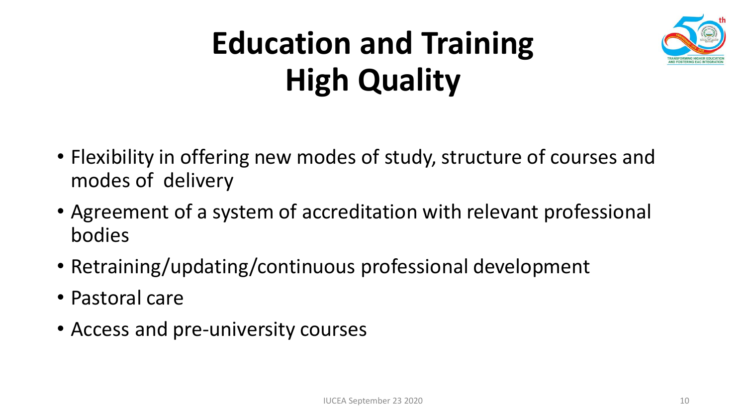# Education and Training
# High Quality

- Flexibility in offering new modes of study, structure of courses and modes of delivery
- Agreement of a system of accreditation with relevant professional bodies
- Retraining/updating/continuous professional development
- Pastoral care
- Access and pre-university courses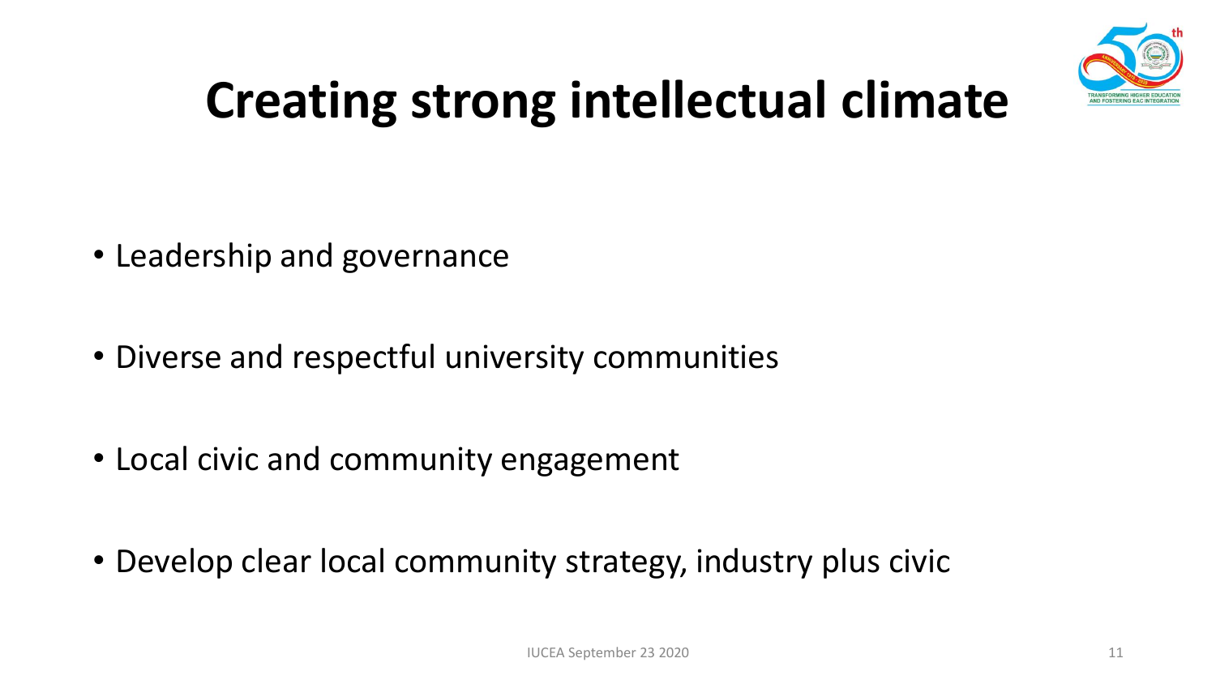# Creating strong intellectual climate

- Leadership and governance
- Diverse and respectful university communities
- Local civic and community engagement
- Develop clear local community strategy, industry plus civic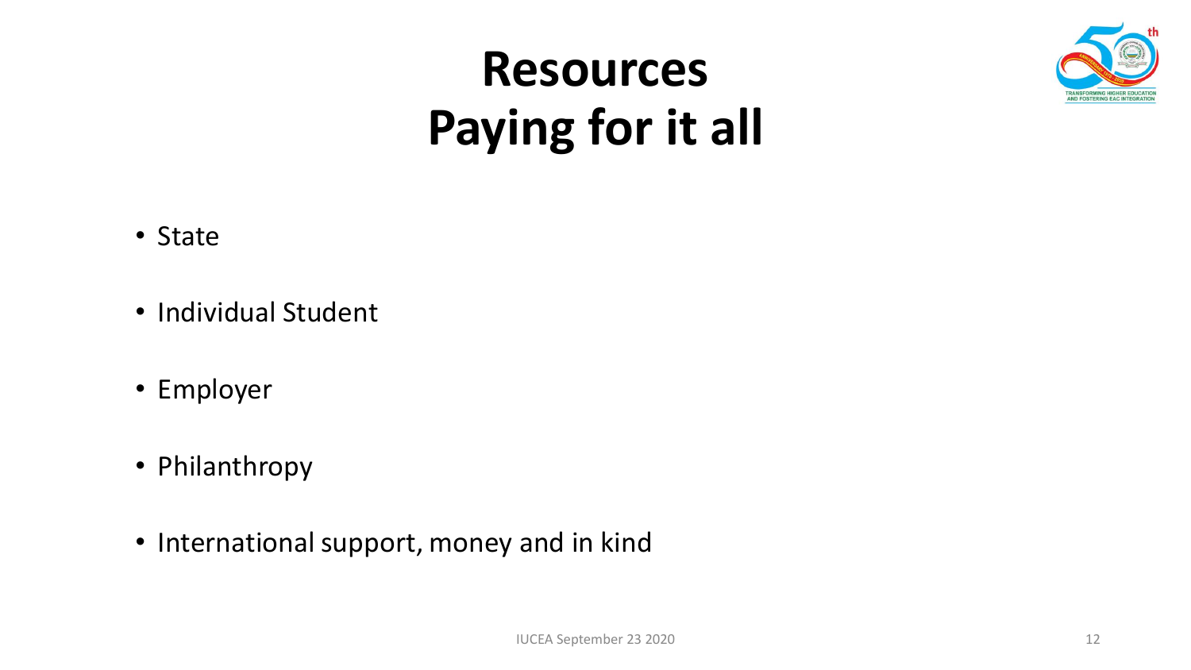# Resources
# Paying for it all

- State
- Individual Student
- Employer
- Philanthropy
- International support, money and in kind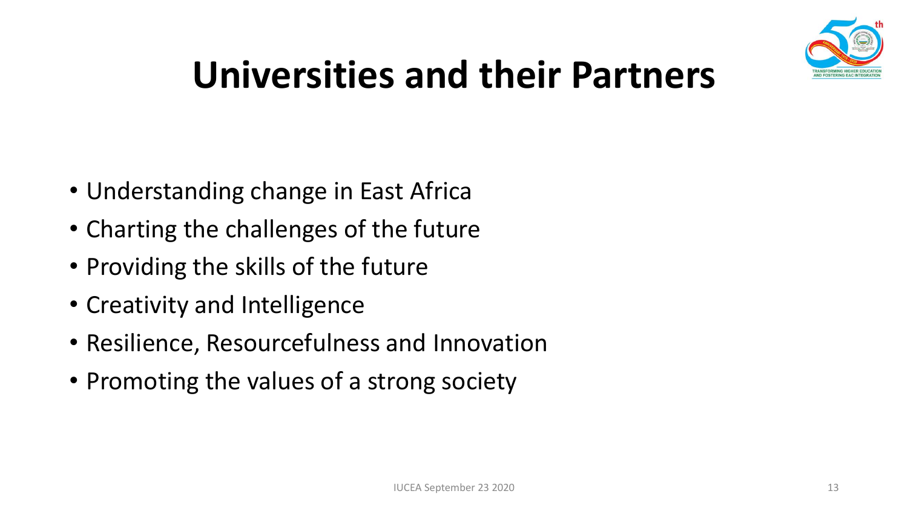# Universities and their Partners

- Understanding change in East Africa
- Charting the challenges of the future
- Providing the skills of the future
- Creativity and Intelligence
- Resilience, Resourcefulness and Innovation
- Promoting the values of a strong society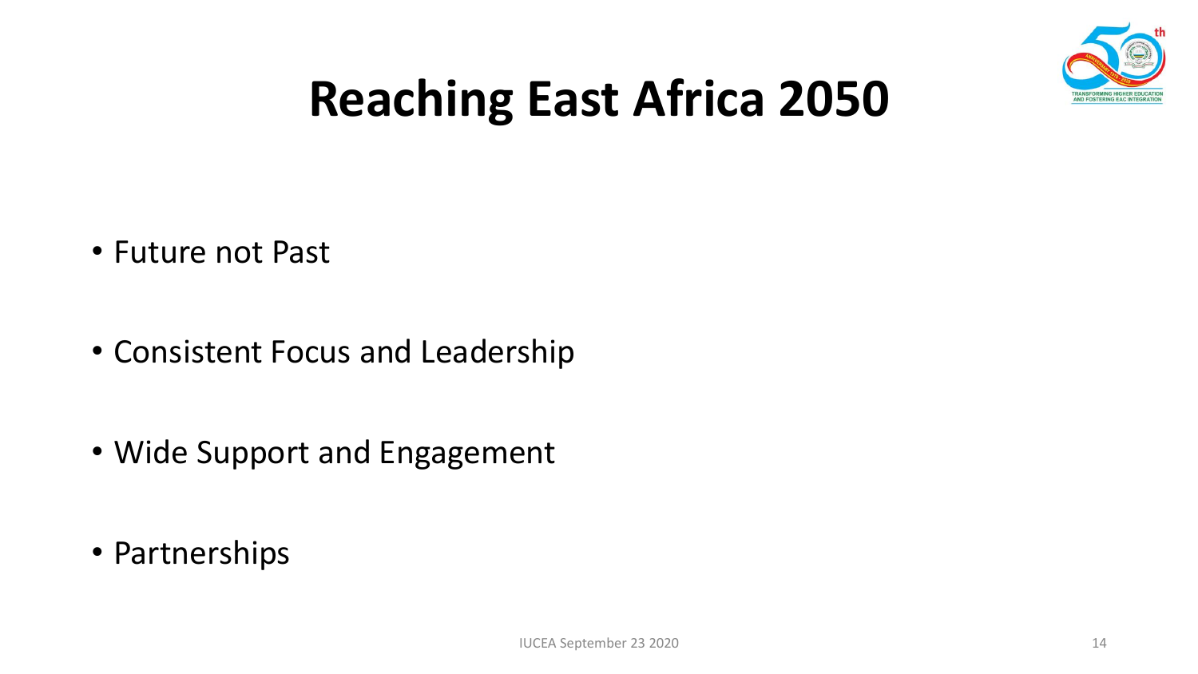# Reaching East Africa 2050

- Future not Past
- Consistent Focus and Leadership
- Wide Support and Engagement
- Partnerships